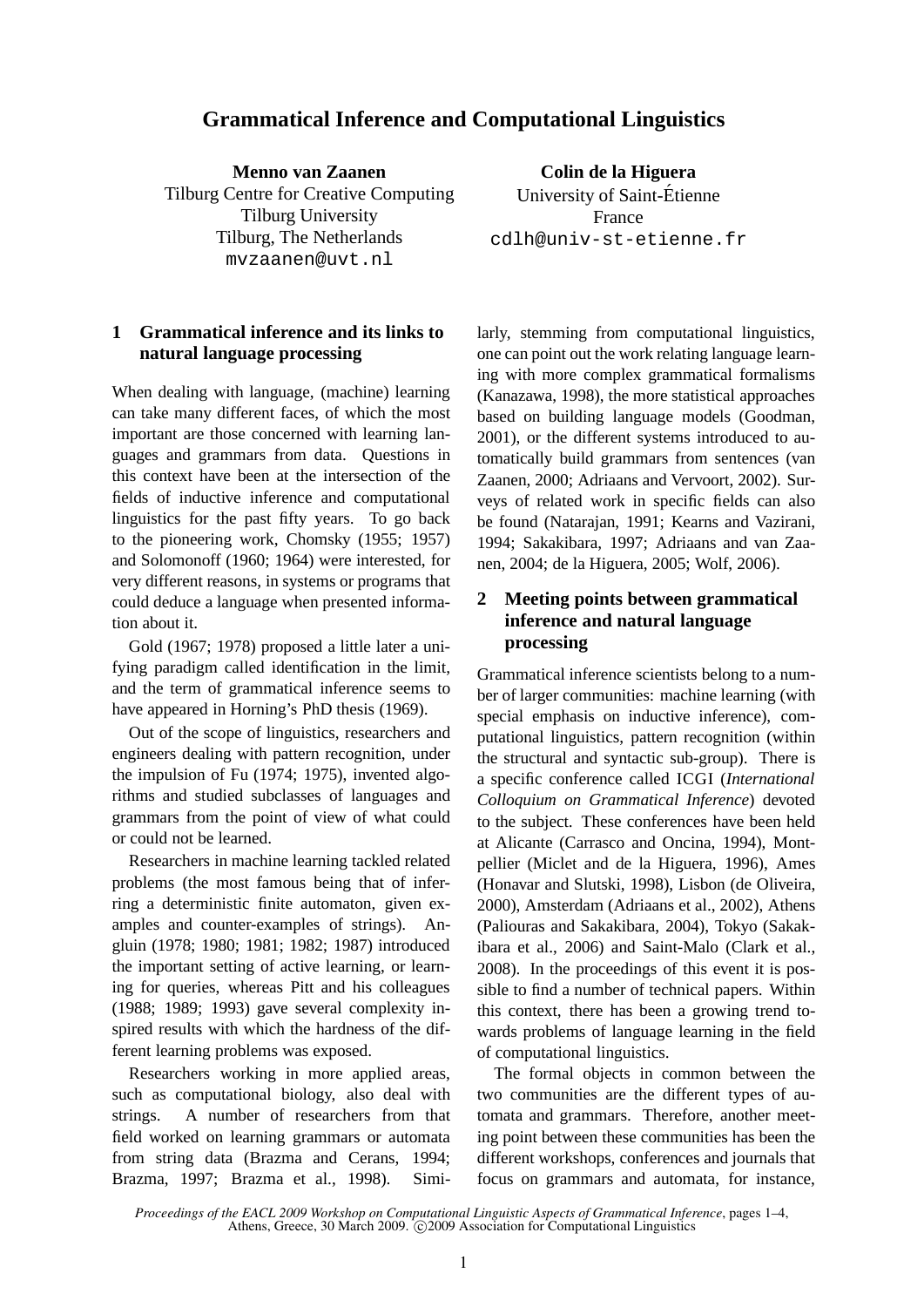# Grammatical Inference and Computational Linguistics

**Menno van Zaanen**
Tilburg Centre for Creative Computing
Tilburg University
Tilburg, The Netherlands
mvzaanen@uvt.nl

**Colin de la Higuera**
University of Saint-Étienne
France
cdlh@univ-st-etienne.fr

## 1 Grammatical inference and its links to natural language processing

When dealing with language, (machine) learning can take many different faces, of which the most important are those concerned with learning languages and grammars from data. Questions in this context have been at the intersection of the fields of inductive inference and computational linguistics for the past fifty years. To go back to the pioneering work, Chomsky (1955; 1957) and Solomonoff (1960; 1964) were interested, for very different reasons, in systems or programs that could deduce a language when presented information about it.

Gold (1967; 1978) proposed a little later a unifying paradigm called identification in the limit, and the term of grammatical inference seems to have appeared in Horning's PhD thesis (1969).

Out of the scope of linguistics, researchers and engineers dealing with pattern recognition, under the impulsion of Fu (1974; 1975), invented algorithms and studied subclasses of languages and grammars from the point of view of what could or could not be learned.

Researchers in machine learning tackled related problems (the most famous being that of inferring a deterministic finite automaton, given examples and counter-examples of strings). Angluin (1978; 1980; 1981; 1982; 1987) introduced the important setting of active learning, or learning for queries, whereas Pitt and his colleagues (1988; 1989; 1993) gave several complexity inspired results with which the hardness of the different learning problems was exposed.

Researchers working in more applied areas, such as computational biology, also deal with strings. A number of researchers from that field worked on learning grammars or automata from string data (Brazma and Cerans, 1994; Brazma, 1997; Brazma et al., 1998). Similarly, stemming from computational linguistics, one can point out the work relating language learning with more complex grammatical formalisms (Kanazawa, 1998), the more statistical approaches based on building language models (Goodman, 2001), or the different systems introduced to automatically build grammars from sentences (van Zaanen, 2000; Adriaans and Vervoort, 2002). Surveys of related work in specific fields can also be found (Natarajan, 1991; Kearns and Vazirani, 1994; Sakakibara, 1997; Adriaans and van Zaanen, 2004; de la Higuera, 2005; Wolf, 2006).

## 2 Meeting points between grammatical inference and natural language processing

Grammatical inference scientists belong to a number of larger communities: machine learning (with special emphasis on inductive inference), computational linguistics, pattern recognition (within the structural and syntactic sub-group). There is a specific conference called ICGI (*International Colloquium on Grammatical Inference*) devoted to the subject. These conferences have been held at Alicante (Carrasco and Oncina, 1994), Montpellier (Miclet and de la Higuera, 1996), Ames (Honavar and Slutski, 1998), Lisbon (de Oliveira, 2000), Amsterdam (Adriaans et al., 2002), Athens (Paliouras and Sakakibara, 2004), Tokyo (Sakakibara et al., 2006) and Saint-Malo (Clark et al., 2008). In the proceedings of this event it is possible to find a number of technical papers. Within this context, there has been a growing trend towards problems of language learning in the field of computational linguistics.

The formal objects in common between the two communities are the different types of automata and grammars. Therefore, another meeting point between these communities has been the different workshops, conferences and journals that focus on grammars and automata, for instance,

*Proceedings of the EACL 2009 Workshop on Computational Linguistic Aspects of Grammatical Inference*, pages 1–4, Athens, Greece, 30 March 2009. ©2009 Association for Computational Linguistics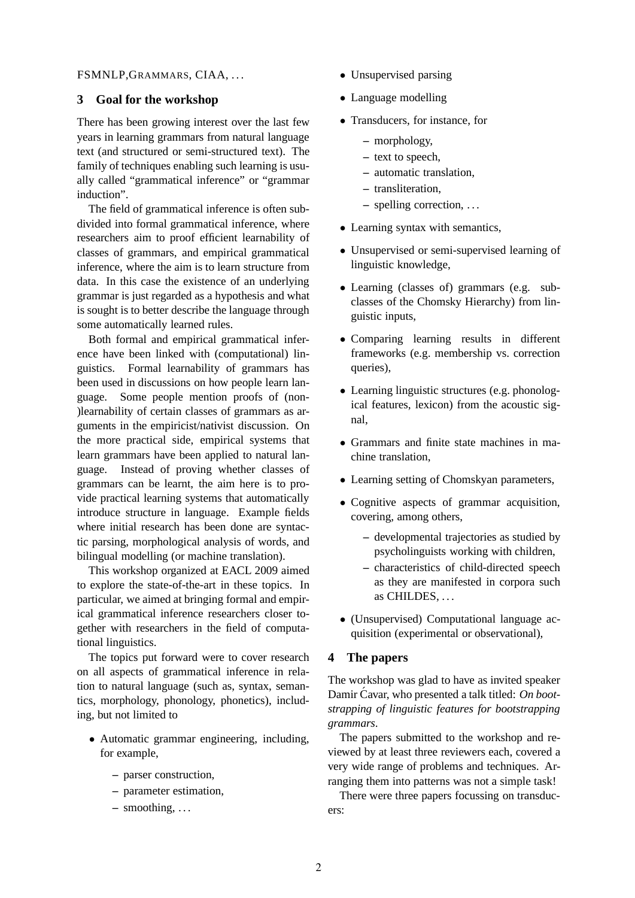FSMNLP, GRAMMARS, CIAA, ...

## 3 Goal for the workshop

There has been growing interest over the last few years in learning grammars from natural language text (and structured or semi-structured text). The family of techniques enabling such learning is usually called "grammatical inference" or "grammar induction".

The field of grammatical inference is often subdivided into formal grammatical inference, where researchers aim to proof efficient learnability of classes of grammars, and empirical grammatical inference, where the aim is to learn structure from data. In this case the existence of an underlying grammar is just regarded as a hypothesis and what is sought is to better describe the language through some automatically learned rules.

Both formal and empirical grammatical inference have been linked with (computational) linguistics. Formal learnability of grammars has been used in discussions on how people learn language. Some people mention proofs of (non-)learnability of certain classes of grammars as arguments in the empiricist/nativist discussion. On the more practical side, empirical systems that learn grammars have been applied to natural language. Instead of proving whether classes of grammars can be learnt, the aim here is to provide practical learning systems that automatically introduce structure in language. Example fields where initial research has been done are syntactic parsing, morphological analysis of words, and bilingual modelling (or machine translation).

This workshop organized at EACL 2009 aimed to explore the state-of-the-art in these topics. In particular, we aimed at bringing formal and empirical grammatical inference researchers closer together with researchers in the field of computational linguistics.

The topics put forward were to cover research on all aspects of grammatical inference in relation to natural language (such as, syntax, semantics, morphology, phonology, phonetics), including, but not limited to

- Automatic grammar engineering, including, for example,
  - parser construction,
  - parameter estimation,
  - smoothing, ...
- Unsupervised parsing
- Language modelling
- Transducers, for instance, for
  - morphology,
  - text to speech,
  - automatic translation,
  - transliteration,
  - spelling correction, ...
- Learning syntax with semantics,
- Unsupervised or semi-supervised learning of linguistic knowledge,
- Learning (classes of) grammars (e.g. subclasses of the Chomsky Hierarchy) from linguistic inputs,
- Comparing learning results in different frameworks (e.g. membership vs. correction queries),
- Learning linguistic structures (e.g. phonological features, lexicon) from the acoustic signal,
- Grammars and finite state machines in machine translation,
- Learning setting of Chomskyan parameters,
- Cognitive aspects of grammar acquisition, covering, among others,
  - developmental trajectories as studied by psycholinguists working with children,
  - characteristics of child-directed speech as they are manifested in corpora such as CHILDES, ...
- (Unsupervised) Computational language acquisition (experimental or observational),

## 4 The papers

The workshop was glad to have as invited speaker Damir Ćavar, who presented a talk titled: *On bootstrapping of linguistic features for bootstrapping grammars*.

The papers submitted to the workshop and reviewed by at least three reviewers each, covered a very wide range of problems and techniques. Arranging them into patterns was not a simple task!

There were three papers focussing on transducers: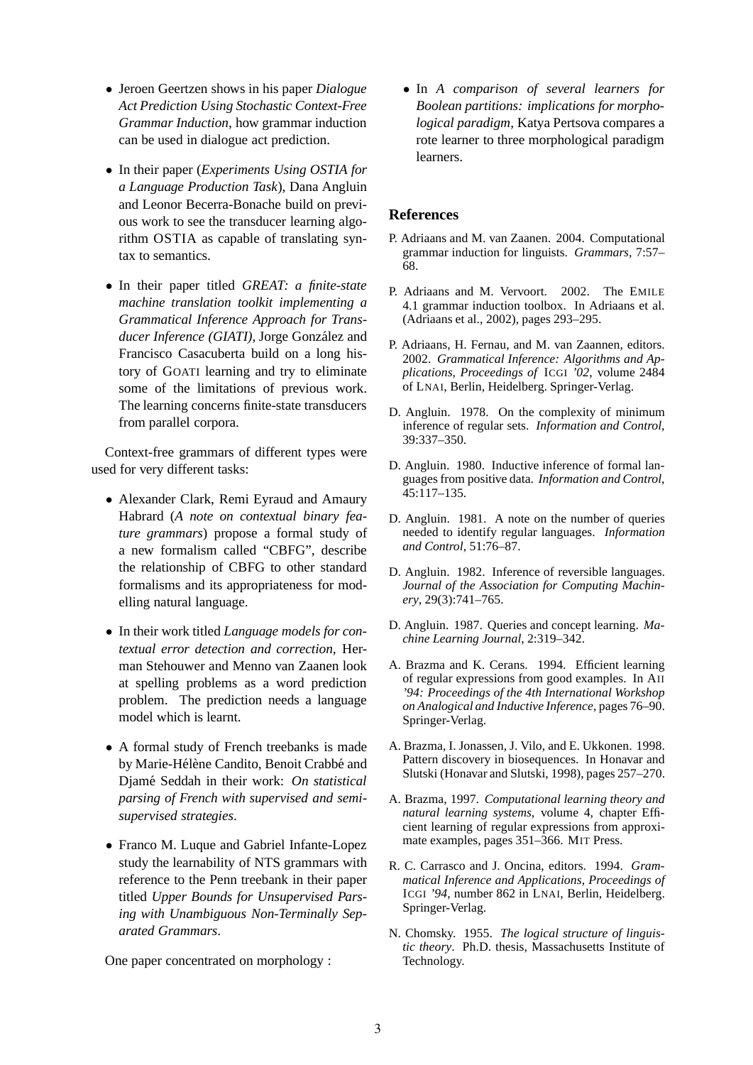- Jeroen Geertzen shows in his paper *Dialogue Act Prediction Using Stochastic Context-Free Grammar Induction*, how grammar induction can be used in dialogue act prediction.

- In their paper (*Experiments Using OSTIA for a Language Production Task*), Dana Angluin and Leonor Becerra-Bonache build on previous work to see the transducer learning algorithm OSTIA as capable of translating syntax to semantics.

- In their paper titled *GREAT: a finite-state machine translation toolkit implementing a Grammatical Inference Approach for Transducer Inference (GIATI)*, Jorge González and Francisco Casacuberta build on a long history of GOATI learning and try to eliminate some of the limitations of previous work. The learning concerns finite-state transducers from parallel corpora.

Context-free grammars of different types were used for very different tasks:

- Alexander Clark, Remi Eyraud and Amaury Habrard (*A note on contextual binary feature grammars*) propose a formal study of a new formalism called "CBFG", describe the relationship of CBFG to other standard formalisms and its appropriateness for modelling natural language.

- In their work titled *Language models for contextual error detection and correction*, Herman Stehouwer and Menno van Zaanen look at spelling problems as a word prediction problem. The prediction needs a language model which is learnt.

- A formal study of French treebanks is made by Marie-Hélène Candito, Benoit Crabbé and Djamé Seddah in their work: *On statistical parsing of French with supervised and semi-supervised strategies*.

- Franco M. Luque and Gabriel Infante-Lopez study the learnability of NTS grammars with reference to the Penn treebank in their paper titled *Upper Bounds for Unsupervised Parsing with Unambiguous Non-Terminally Separated Grammars*.

One paper concentrated on morphology :

- In *A comparison of several learners for Boolean partitions: implications for morphological paradigm*, Katya Pertsova compares a rote learner to three morphological paradigm learners.

## References

P. Adriaans and M. van Zaanen. 2004. Computational grammar induction for linguists. *Grammars*, 7:57–68.

P. Adriaans and M. Vervoort. 2002. The EMILE 4.1 grammar induction toolbox. In Adriaans et al. (Adriaans et al., 2002), pages 293–295.

P. Adriaans, H. Fernau, and M. van Zaannen, editors. 2002. *Grammatical Inference: Algorithms and Applications, Proceedings of* ICGI *'02*, volume 2484 of LNAI, Berlin, Heidelberg. Springer-Verlag.

D. Angluin. 1978. On the complexity of minimum inference of regular sets. *Information and Control*, 39:337–350.

D. Angluin. 1980. Inductive inference of formal languages from positive data. *Information and Control*, 45:117–135.

D. Angluin. 1981. A note on the number of queries needed to identify regular languages. *Information and Control*, 51:76–87.

D. Angluin. 1982. Inference of reversible languages. *Journal of the Association for Computing Machinery*, 29(3):741–765.

D. Angluin. 1987. Queries and concept learning. *Machine Learning Journal*, 2:319–342.

A. Brazma and K. Cerans. 1994. Efficient learning of regular expressions from good examples. In AII *'94: Proceedings of the 4th International Workshop on Analogical and Inductive Inference*, pages 76–90. Springer-Verlag.

A. Brazma, I. Jonassen, J. Vilo, and E. Ukkonen. 1998. Pattern discovery in biosequences. In Honavar and Slutski (Honavar and Slutski, 1998), pages 257–270.

A. Brazma, 1997. *Computational learning theory and natural learning systems*, volume 4, chapter Efficient learning of regular expressions from approximate examples, pages 351–366. MIT Press.

R. C. Carrasco and J. Oncina, editors. 1994. *Grammatical Inference and Applications, Proceedings of* ICGI *'94*, number 862 in LNAI, Berlin, Heidelberg. Springer-Verlag.

N. Chomsky. 1955. *The logical structure of linguistic theory*. Ph.D. thesis, Massachusetts Institute of Technology.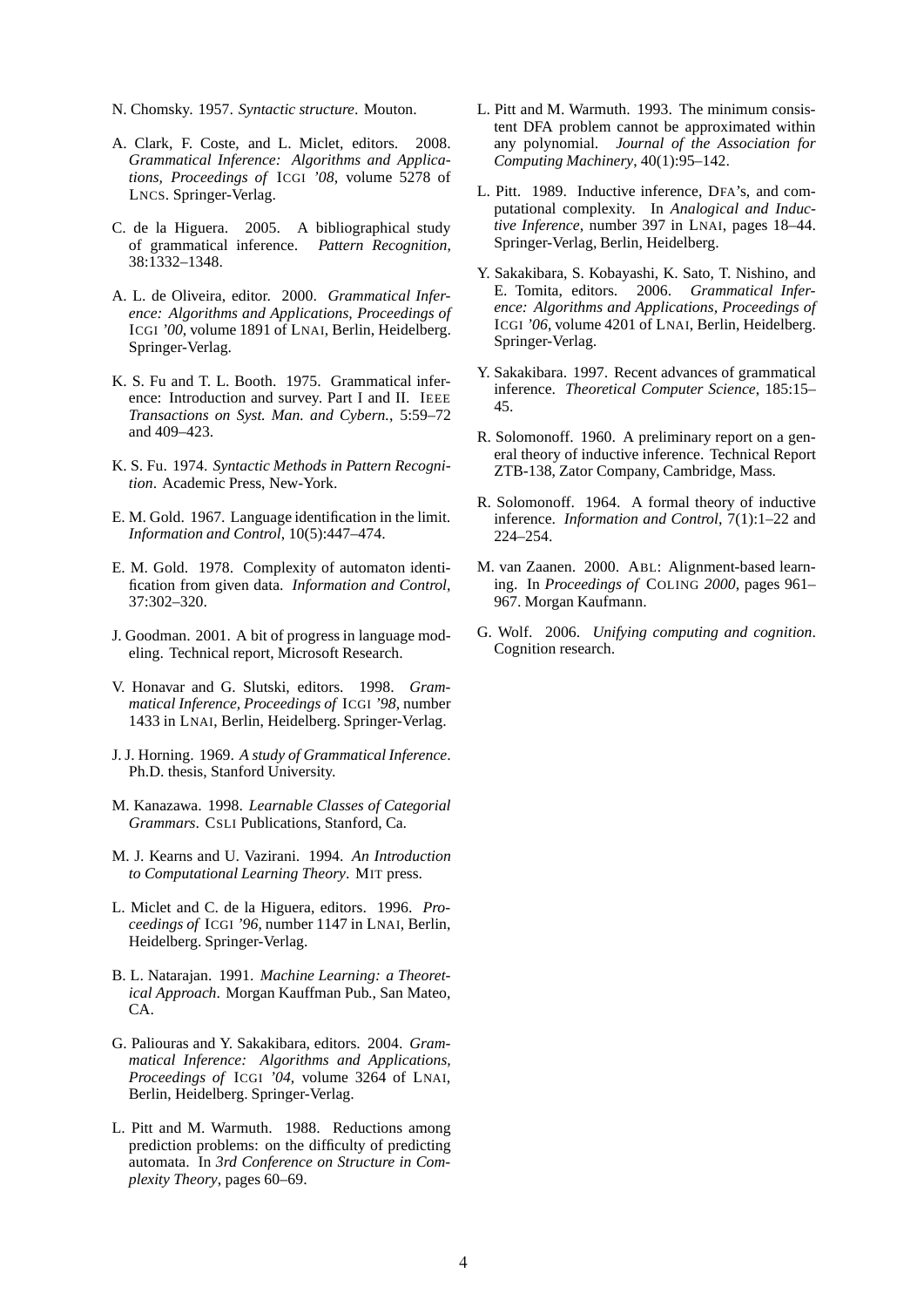N. Chomsky. 1957. *Syntactic structure*. Mouton.

A. Clark, F. Coste, and L. Miclet, editors. 2008. *Grammatical Inference: Algorithms and Applications, Proceedings of* ICGI *'08*, volume 5278 of LNCS. Springer-Verlag.

C. de la Higuera. 2005. A bibliographical study of grammatical inference. *Pattern Recognition*, 38:1332–1348.

A. L. de Oliveira, editor. 2000. *Grammatical Inference: Algorithms and Applications, Proceedings of* ICGI *'00*, volume 1891 of LNAI, Berlin, Heidelberg. Springer-Verlag.

K. S. Fu and T. L. Booth. 1975. Grammatical inference: Introduction and survey. Part I and II. IEEE *Transactions on Syst. Man. and Cybern.*, 5:59–72 and 409–423.

K. S. Fu. 1974. *Syntactic Methods in Pattern Recognition*. Academic Press, New-York.

E. M. Gold. 1967. Language identification in the limit. *Information and Control*, 10(5):447–474.

E. M. Gold. 1978. Complexity of automaton identification from given data. *Information and Control*, 37:302–320.

J. Goodman. 2001. A bit of progress in language modeling. Technical report, Microsoft Research.

V. Honavar and G. Slutski, editors. 1998. *Grammatical Inference, Proceedings of* ICGI *'98*, number 1433 in LNAI, Berlin, Heidelberg. Springer-Verlag.

J. J. Horning. 1969. *A study of Grammatical Inference*. Ph.D. thesis, Stanford University.

M. Kanazawa. 1998. *Learnable Classes of Categorial Grammars*. CSLI Publications, Stanford, Ca.

M. J. Kearns and U. Vazirani. 1994. *An Introduction to Computational Learning Theory*. MIT press.

L. Miclet and C. de la Higuera, editors. 1996. *Proceedings of* ICGI *'96*, number 1147 in LNAI, Berlin, Heidelberg. Springer-Verlag.

B. L. Natarajan. 1991. *Machine Learning: a Theoretical Approach*. Morgan Kauffman Pub., San Mateo, CA.

G. Paliouras and Y. Sakakibara, editors. 2004. *Grammatical Inference: Algorithms and Applications, Proceedings of* ICGI *'04*, volume 3264 of LNAI, Berlin, Heidelberg. Springer-Verlag.

L. Pitt and M. Warmuth. 1988. Reductions among prediction problems: on the difficulty of predicting automata. In *3rd Conference on Structure in Complexity Theory*, pages 60–69.

L. Pitt and M. Warmuth. 1993. The minimum consistent DFA problem cannot be approximated within any polynomial. *Journal of the Association for Computing Machinery*, 40(1):95–142.

L. Pitt. 1989. Inductive inference, DFA's, and computational complexity. In *Analogical and Inductive Inference*, number 397 in LNAI, pages 18–44. Springer-Verlag, Berlin, Heidelberg.

Y. Sakakibara, S. Kobayashi, K. Sato, T. Nishino, and E. Tomita, editors. 2006. *Grammatical Inference: Algorithms and Applications, Proceedings of* ICGI *'06*, volume 4201 of LNAI, Berlin, Heidelberg. Springer-Verlag.

Y. Sakakibara. 1997. Recent advances of grammatical inference. *Theoretical Computer Science*, 185:15–45.

R. Solomonoff. 1960. A preliminary report on a general theory of inductive inference. Technical Report ZTB-138, Zator Company, Cambridge, Mass.

R. Solomonoff. 1964. A formal theory of inductive inference. *Information and Control*, 7(1):1–22 and 224–254.

M. van Zaanen. 2000. ABL: Alignment-based learning. In *Proceedings of* COLING *2000*, pages 961–967. Morgan Kaufmann.

G. Wolf. 2006. *Unifying computing and cognition*. Cognition research.